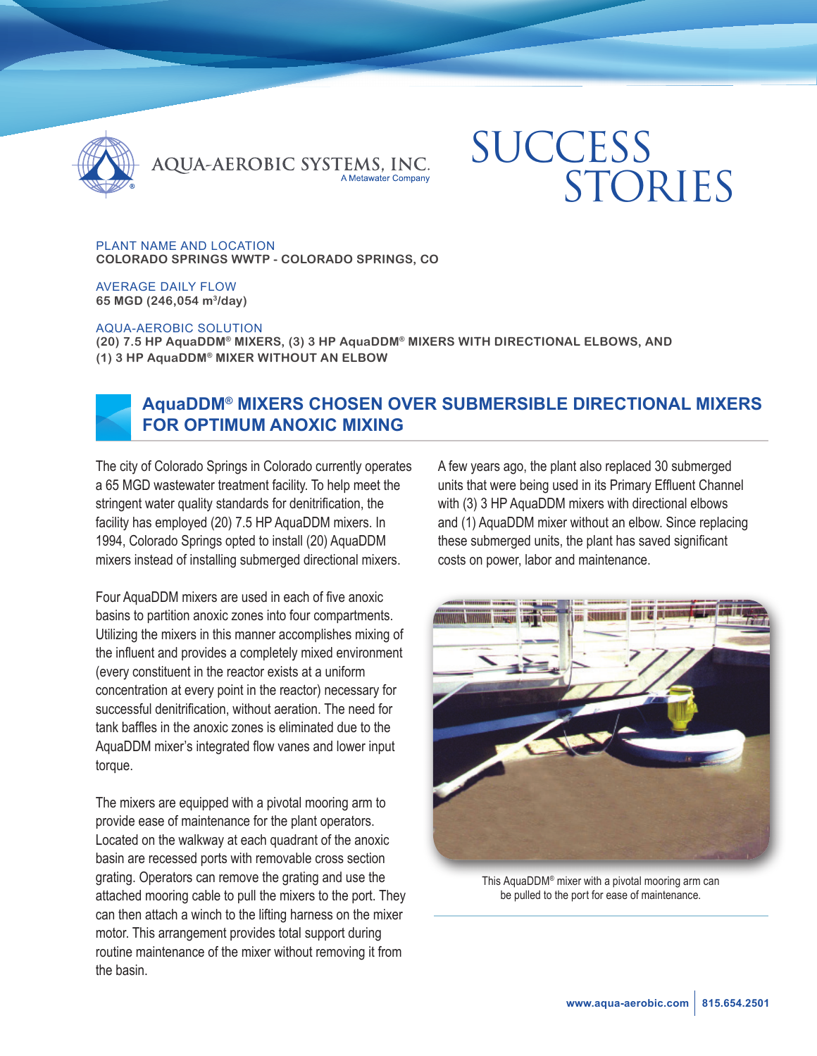AQUA-AEROBIC SYSTEMS, INC.
A Metawater Company

# SUCCESS STORIES

PLANT NAME AND LOCATION
**COLORADO SPRINGS WWTP - COLORADO SPRINGS, CO**

AVERAGE DAILY FLOW
**65 MGD (246,054 m$^3$/day)**

AQUA-AEROBIC SOLUTION
**(20) 7.5 HP AquaDDM® MIXERS, (3) 3 HP AquaDDM® MIXERS WITH DIRECTIONAL ELBOWS, AND (1) 3 HP AquaDDM® MIXER WITHOUT AN ELBOW**

## AquaDDM® MIXERS CHOSEN OVER SUBMERSIBLE DIRECTIONAL MIXERS FOR OPTIMUM ANOXIC MIXING

The city of Colorado Springs in Colorado currently operates a 65 MGD wastewater treatment facility. To help meet the stringent water quality standards for denitrification, the facility has employed (20) 7.5 HP AquaDDM mixers. In 1994, Colorado Springs opted to install (20) AquaDDM mixers instead of installing submerged directional mixers.

Four AquaDDM mixers are used in each of five anoxic basins to partition anoxic zones into four compartments. Utilizing the mixers in this manner accomplishes mixing of the influent and provides a completely mixed environment (every constituent in the reactor exists at a uniform concentration at every point in the reactor) necessary for successful denitrification, without aeration. The need for tank baffles in the anoxic zones is eliminated due to the AquaDDM mixer's integrated flow vanes and lower input torque.

The mixers are equipped with a pivotal mooring arm to provide ease of maintenance for the plant operators. Located on the walkway at each quadrant of the anoxic basin are recessed ports with removable cross section grating. Operators can remove the grating and use the attached mooring cable to pull the mixers to the port. They can then attach a winch to the lifting harness on the mixer motor. This arrangement provides total support during routine maintenance of the mixer without removing it from the basin.

A few years ago, the plant also replaced 30 submerged units that were being used in its Primary Effluent Channel with (3) 3 HP AquaDDM mixers with directional elbows and (1) AquaDDM mixer without an elbow. Since replacing these submerged units, the plant has saved significant costs on power, labor and maintenance.

This AquaDDM® mixer with a pivotal mooring arm can be pulled to the port for ease of maintenance.

www.aqua-aerobic.com | 815.654.2501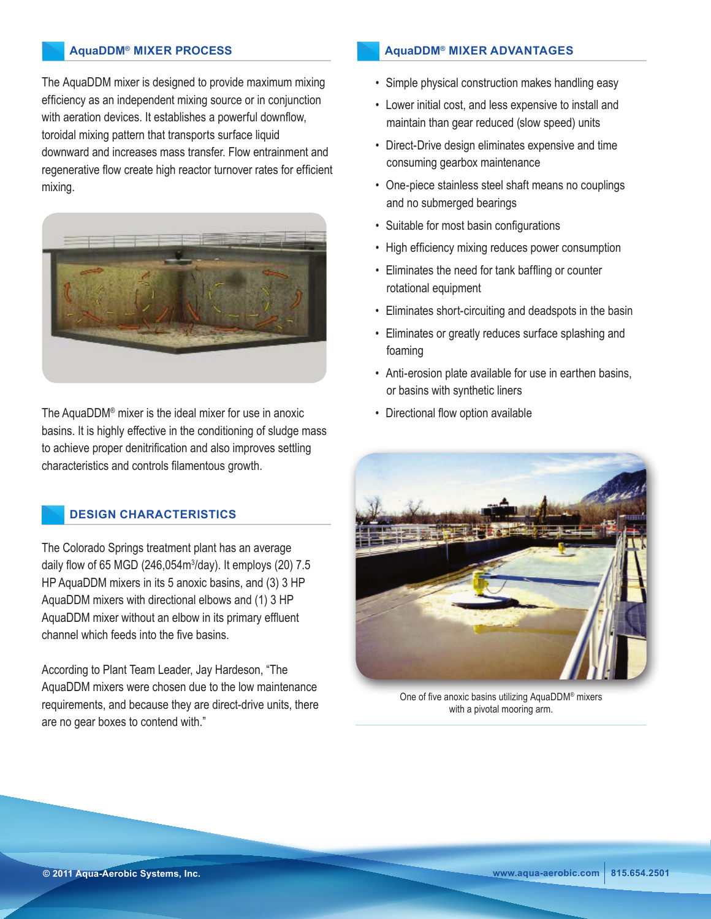## AquaDDM® MIXER PROCESS

The AquaDDM mixer is designed to provide maximum mixing efficiency as an independent mixing source or in conjunction with aeration devices. It establishes a powerful downflow, toroidal mixing pattern that transports surface liquid downward and increases mass transfer. Flow entrainment and regenerative flow create high reactor turnover rates for efficient mixing.

The AquaDDM® mixer is the ideal mixer for use in anoxic basins. It is highly effective in the conditioning of sludge mass to achieve proper denitrification and also improves settling characteristics and controls filamentous growth.

## DESIGN CHARACTERISTICS

The Colorado Springs treatment plant has an average daily flow of 65 MGD (246,054m$^3$/day). It employs (20) 7.5 HP AquaDDM mixers in its 5 anoxic basins, and (3) 3 HP AquaDDM mixers with directional elbows and (1) 3 HP AquaDDM mixer without an elbow in its primary effluent channel which feeds into the five basins.

According to Plant Team Leader, Jay Hardeson, "The AquaDDM mixers were chosen due to the low maintenance requirements, and because they are direct-drive units, there are no gear boxes to contend with."

## AquaDDM® MIXER ADVANTAGES

- Simple physical construction makes handling easy
- Lower initial cost, and less expensive to install and maintain than gear reduced (slow speed) units
- Direct-Drive design eliminates expensive and time consuming gearbox maintenance
- One-piece stainless steel shaft means no couplings and no submerged bearings
- Suitable for most basin configurations
- High efficiency mixing reduces power consumption
- Eliminates the need for tank baffling or counter rotational equipment
- Eliminates short-circuiting and deadspots in the basin
- Eliminates or greatly reduces surface splashing and foaming
- Anti-erosion plate available for use in earthen basins, or basins with synthetic liners
- Directional flow option available

One of five anoxic basins utilizing AquaDDM® mixers with a pivotal mooring arm.

© 2011 Aqua-Aerobic Systems, Inc.

www.aqua-aerobic.com | 815.654.2501